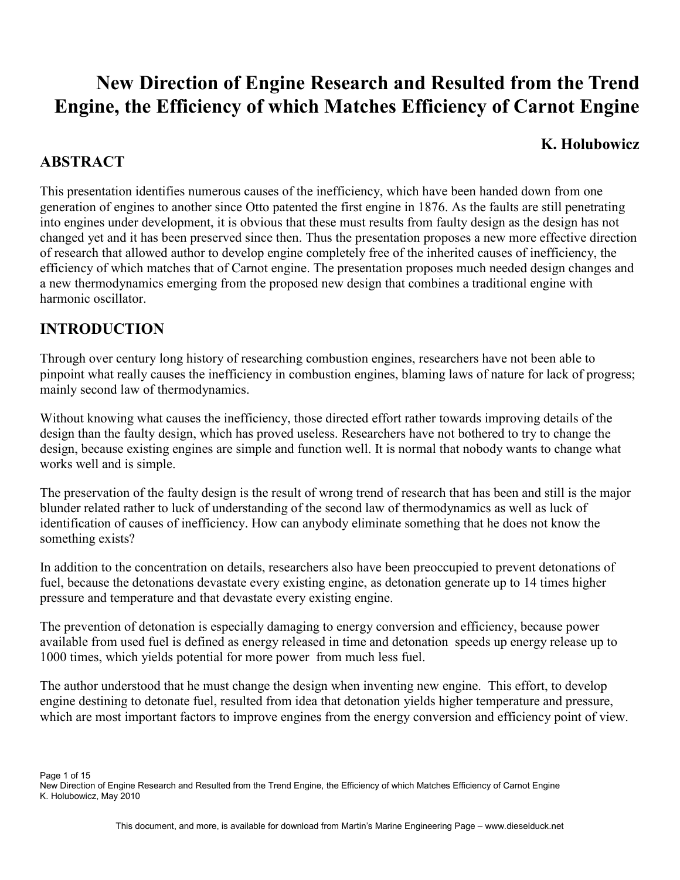# New Direction of Engine Research and Resulted from the Trend Engine, the Efficiency of which Matches Efficiency of Carnot Engine

**K. Holubowicz**

## ABSTRACT

This presentation identifies numerous causes of the inefficiency, which have been handed down from one generation of engines to another since Otto patented the first engine in 1876. As the faults are still penetrating into engines under development, it is obvious that these must results from faulty design as the design has not changed yet and it has been preserved since then. Thus the presentation proposes a new more effective direction of research that allowed author to develop engine completely free of the inherited causes of inefficiency, the efficiency of which matches that of Carnot engine. The presentation proposes much needed design changes and a new thermodynamics emerging from the proposed new design that combines a traditional engine with harmonic oscillator.

## INTRODUCTION

Through over century long history of researching combustion engines, researchers have not been able to pinpoint what really causes the inefficiency in combustion engines, blaming laws of nature for lack of progress; mainly second law of thermodynamics.

Without knowing what causes the inefficiency, those directed effort rather towards improving details of the design than the faulty design, which has proved useless. Researchers have not bothered to try to change the design, because existing engines are simple and function well. It is normal that nobody wants to change what works well and is simple.

The preservation of the faulty design is the result of wrong trend of research that has been and still is the major blunder related rather to luck of understanding of the second law of thermodynamics as well as luck of identification of causes of inefficiency. How can anybody eliminate something that he does not know the something exists?

In addition to the concentration on details, researchers also have been preoccupied to prevent detonations of fuel, because the detonations devastate every existing engine, as detonation generate up to 14 times higher pressure and temperature and that devastate every existing engine.

The prevention of detonation is especially damaging to energy conversion and efficiency, because power available from used fuel is defined as energy released in time and detonation speeds up energy release up to 1000 times, which yields potential for more power from much less fuel.

The author understood that he must change the design when inventing new engine. This effort, to develop engine destining to detonate fuel, resulted from idea that detonation yields higher temperature and pressure, which are most important factors to improve engines from the energy conversion and efficiency point of view.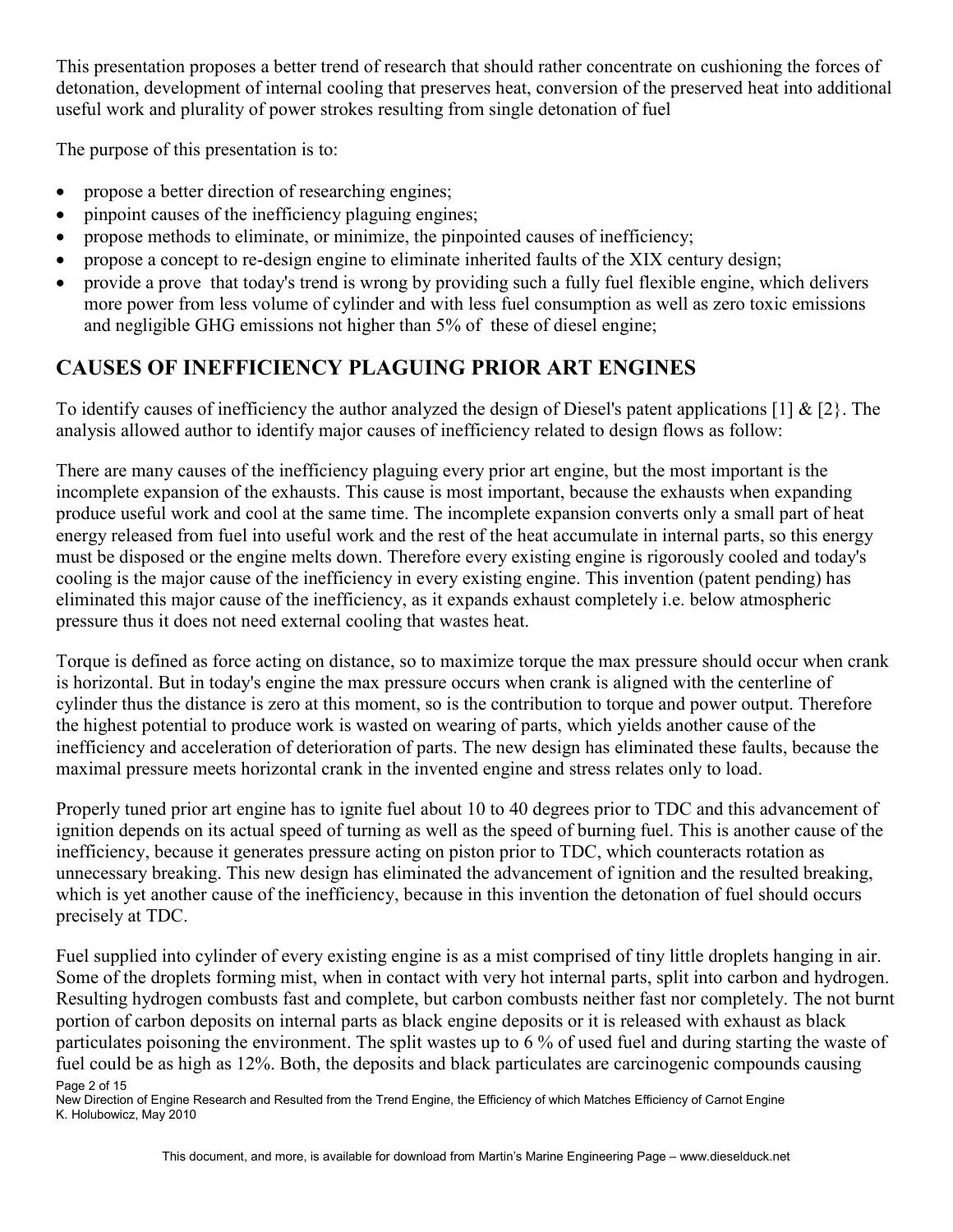This presentation proposes a better trend of research that should rather concentrate on cushioning the forces of detonation, development of internal cooling that preserves heat, conversion of the preserved heat into additional useful work and plurality of power strokes resulting from single detonation of fuel

The purpose of this presentation is to:

- propose a better direction of researching engines;
- pinpoint causes of the inefficiency plaguing engines;
- propose methods to eliminate, or minimize, the pinpointed causes of inefficiency;
- propose a concept to re-design engine to eliminate inherited faults of the XIX century design;
- provide a prove that today's trend is wrong by providing such a fully fuel flexible engine, which delivers more power from less volume of cylinder and with less fuel consumption as well as zero toxic emissions and negligible GHG emissions not higher than 5% of these of diesel engine;

## CAUSES OF INEFFICIENCY PLAGUING PRIOR ART ENGINES

To identify causes of inefficiency the author analyzed the design of Diesel's patent applications [1] & [2}. The analysis allowed author to identify major causes of inefficiency related to design flows as follow:

There are many causes of the inefficiency plaguing every prior art engine, but the most important is the incomplete expansion of the exhausts. This cause is most important, because the exhausts when expanding produce useful work and cool at the same time. The incomplete expansion converts only a small part of heat energy released from fuel into useful work and the rest of the heat accumulate in internal parts, so this energy must be disposed or the engine melts down. Therefore every existing engine is rigorously cooled and today's cooling is the major cause of the inefficiency in every existing engine. This invention (patent pending) has eliminated this major cause of the inefficiency, as it expands exhaust completely i.e. below atmospheric pressure thus it does not need external cooling that wastes heat.

Torque is defined as force acting on distance, so to maximize torque the max pressure should occur when crank is horizontal. But in today's engine the max pressure occurs when crank is aligned with the centerline of cylinder thus the distance is zero at this moment, so is the contribution to torque and power output. Therefore the highest potential to produce work is wasted on wearing of parts, which yields another cause of the inefficiency and acceleration of deterioration of parts. The new design has eliminated these faults, because the maximal pressure meets horizontal crank in the invented engine and stress relates only to load.

Properly tuned prior art engine has to ignite fuel about 10 to 40 degrees prior to TDC and this advancement of ignition depends on its actual speed of turning as well as the speed of burning fuel. This is another cause of the inefficiency, because it generates pressure acting on piston prior to TDC, which counteracts rotation as unnecessary breaking. This new design has eliminated the advancement of ignition and the resulted breaking, which is yet another cause of the inefficiency, because in this invention the detonation of fuel should occurs precisely at TDC.

Fuel supplied into cylinder of every existing engine is as a mist comprised of tiny little droplets hanging in air. Some of the droplets forming mist, when in contact with very hot internal parts, split into carbon and hydrogen. Resulting hydrogen combusts fast and complete, but carbon combusts neither fast nor completely. The not burnt portion of carbon deposits on internal parts as black engine deposits or it is released with exhaust as black particulates poisoning the environment. The split wastes up to 6 % of used fuel and during starting the waste of fuel could be as high as 12%. Both, the deposits and black particulates are carcinogenic compounds causing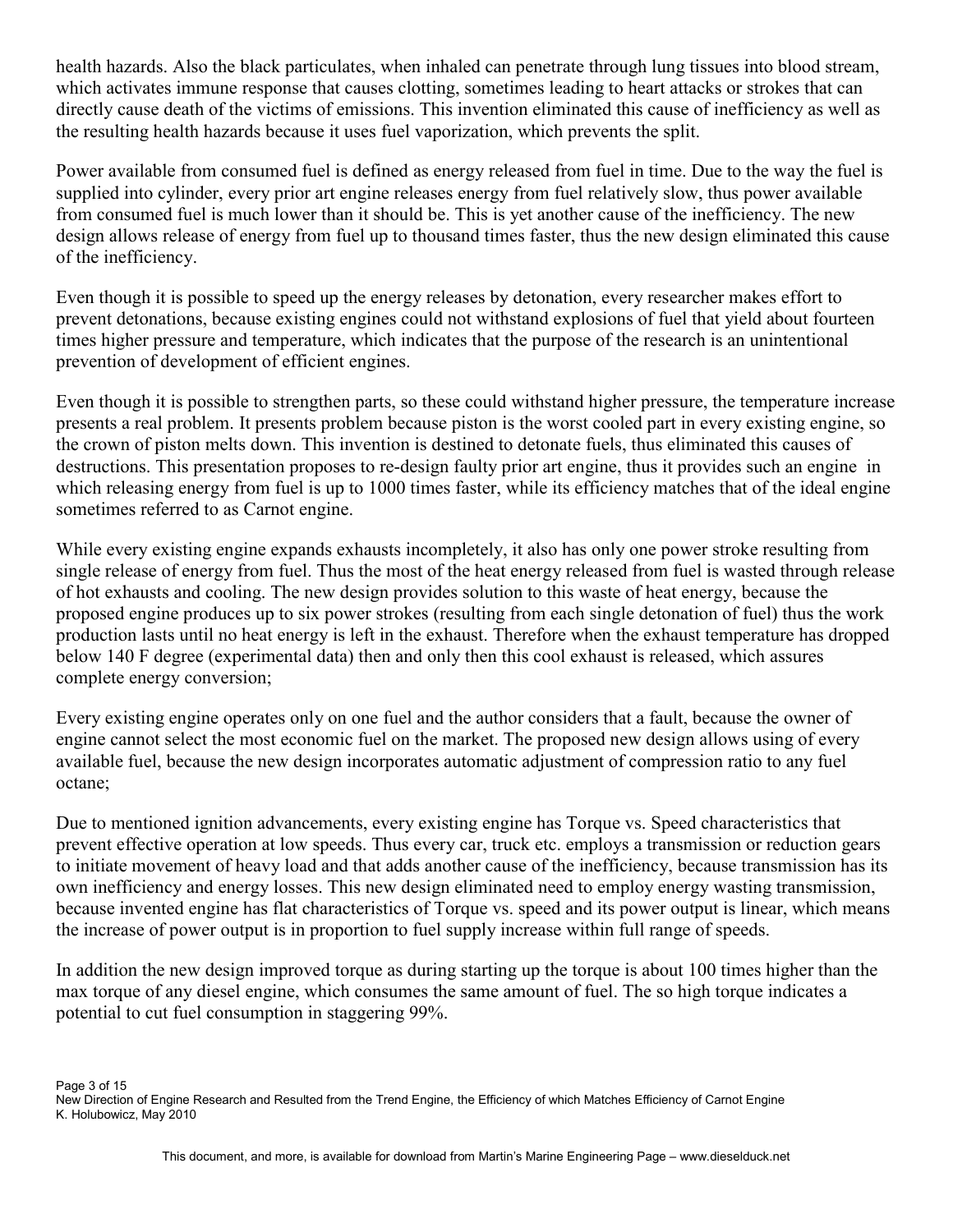health hazards. Also the black particulates, when inhaled can penetrate through lung tissues into blood stream, which activates immune response that causes clotting, sometimes leading to heart attacks or strokes that can directly cause death of the victims of emissions. This invention eliminated this cause of inefficiency as well as the resulting health hazards because it uses fuel vaporization, which prevents the split.

Power available from consumed fuel is defined as energy released from fuel in time. Due to the way the fuel is supplied into cylinder, every prior art engine releases energy from fuel relatively slow, thus power available from consumed fuel is much lower than it should be. This is yet another cause of the inefficiency. The new design allows release of energy from fuel up to thousand times faster, thus the new design eliminated this cause of the inefficiency.

Even though it is possible to speed up the energy releases by detonation, every researcher makes effort to prevent detonations, because existing engines could not withstand explosions of fuel that yield about fourteen times higher pressure and temperature, which indicates that the purpose of the research is an unintentional prevention of development of efficient engines.

Even though it is possible to strengthen parts, so these could withstand higher pressure, the temperature increase presents a real problem. It presents problem because piston is the worst cooled part in every existing engine, so the crown of piston melts down. This invention is destined to detonate fuels, thus eliminated this causes of destructions. This presentation proposes to re-design faulty prior art engine, thus it provides such an engine in which releasing energy from fuel is up to 1000 times faster, while its efficiency matches that of the ideal engine sometimes referred to as Carnot engine.

While every existing engine expands exhausts incompletely, it also has only one power stroke resulting from single release of energy from fuel. Thus the most of the heat energy released from fuel is wasted through release of hot exhausts and cooling. The new design provides solution to this waste of heat energy, because the proposed engine produces up to six power strokes (resulting from each single detonation of fuel) thus the work production lasts until no heat energy is left in the exhaust. Therefore when the exhaust temperature has dropped below 140 F degree (experimental data) then and only then this cool exhaust is released, which assures complete energy conversion;

Every existing engine operates only on one fuel and the author considers that a fault, because the owner of engine cannot select the most economic fuel on the market. The proposed new design allows using of every available fuel, because the new design incorporates automatic adjustment of compression ratio to any fuel octane;

Due to mentioned ignition advancements, every existing engine has Torque vs. Speed characteristics that prevent effective operation at low speeds. Thus every car, truck etc. employs a transmission or reduction gears to initiate movement of heavy load and that adds another cause of the inefficiency, because transmission has its own inefficiency and energy losses. This new design eliminated need to employ energy wasting transmission, because invented engine has flat characteristics of Torque vs. speed and its power output is linear, which means the increase of power output is in proportion to fuel supply increase within full range of speeds.

In addition the new design improved torque as during starting up the torque is about 100 times higher than the max torque of any diesel engine, which consumes the same amount of fuel. The so high torque indicates a potential to cut fuel consumption in staggering 99%.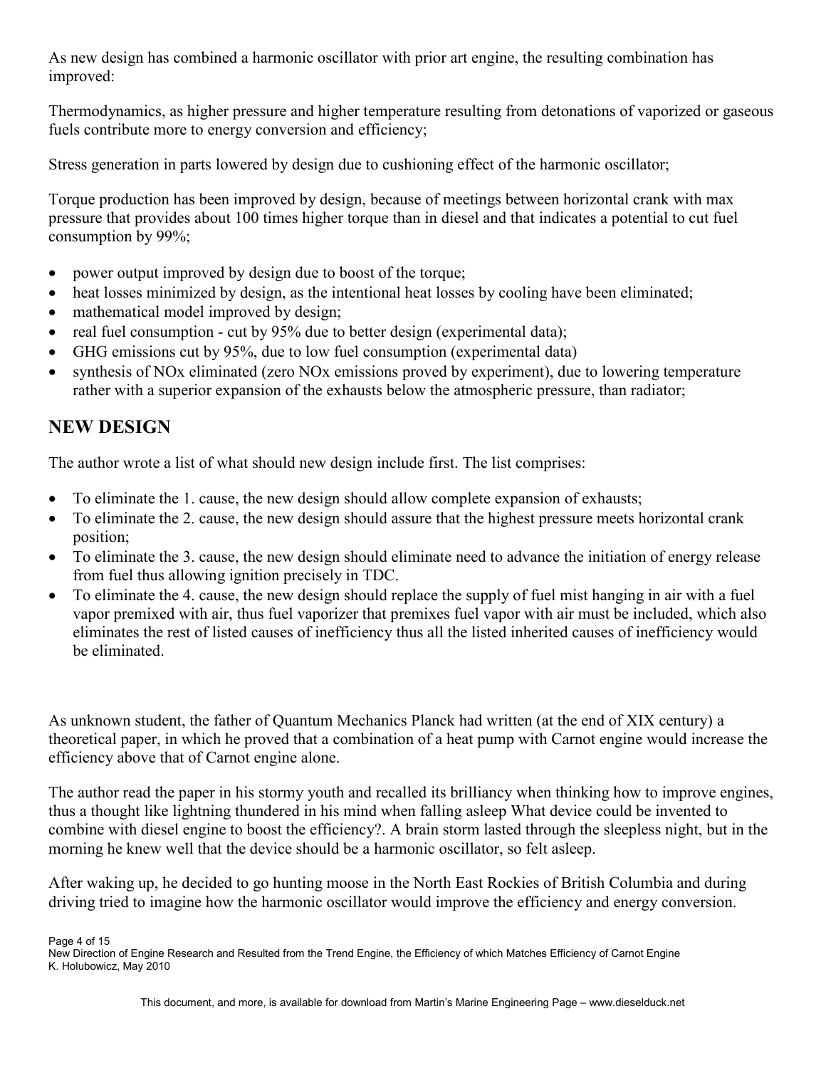As new design has combined a harmonic oscillator with prior art engine, the resulting combination has improved:

Thermodynamics, as higher pressure and higher temperature resulting from detonations of vaporized or gaseous fuels contribute more to energy conversion and efficiency;

Stress generation in parts lowered by design due to cushioning effect of the harmonic oscillator;

Torque production has been improved by design, because of meetings between horizontal crank with max pressure that provides about 100 times higher torque than in diesel and that indicates a potential to cut fuel consumption by 99%;

- power output improved by design due to boost of the torque;
- heat losses minimized by design, as the intentional heat losses by cooling have been eliminated;
- mathematical model improved by design;
- real fuel consumption - cut by 95% due to better design (experimental data);
- GHG emissions cut by 95%, due to low fuel consumption (experimental data)
- synthesis of NOx eliminated (zero NOx emissions proved by experiment), due to lowering temperature rather with a superior expansion of the exhausts below the atmospheric pressure, than radiator;

## NEW DESIGN

The author wrote a list of what should new design include first. The list comprises:

- To eliminate the 1. cause, the new design should allow complete expansion of exhausts;
- To eliminate the 2. cause, the new design should assure that the highest pressure meets horizontal crank position;
- To eliminate the 3. cause, the new design should eliminate need to advance the initiation of energy release from fuel thus allowing ignition precisely in TDC.
- To eliminate the 4. cause, the new design should replace the supply of fuel mist hanging in air with a fuel vapor premixed with air, thus fuel vaporizer that premixes fuel vapor with air must be included, which also eliminates the rest of listed causes of inefficiency thus all the listed inherited causes of inefficiency would be eliminated.

As unknown student, the father of Quantum Mechanics Planck had written (at the end of XIX century) a theoretical paper, in which he proved that a combination of a heat pump with Carnot engine would increase the efficiency above that of Carnot engine alone.

The author read the paper in his stormy youth and recalled its brilliancy when thinking how to improve engines, thus a thought like lightning thundered in his mind when falling asleep What device could be invented to combine with diesel engine to boost the efficiency?. A brain storm lasted through the sleepless night, but in the morning he knew well that the device should be a harmonic oscillator, so felt asleep.

After waking up, he decided to go hunting moose in the North East Rockies of British Columbia and during driving tried to imagine how the harmonic oscillator would improve the efficiency and energy conversion.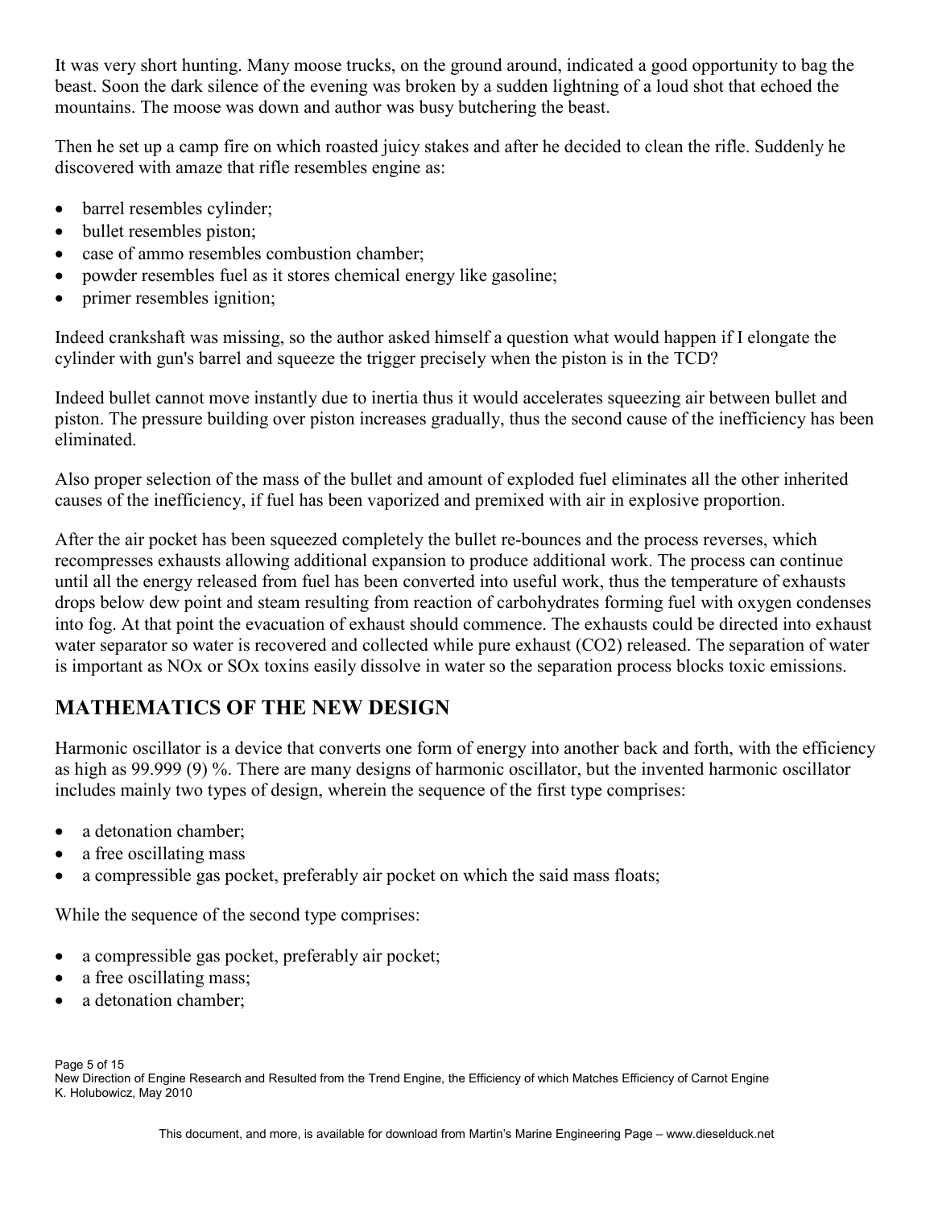It was very short hunting. Many moose trucks, on the ground around, indicated a good opportunity to bag the beast. Soon the dark silence of the evening was broken by a sudden lightning of a loud shot that echoed the mountains. The moose was down and author was busy butchering the beast.

Then he set up a camp fire on which roasted juicy stakes and after he decided to clean the rifle. Suddenly he discovered with amaze that rifle resembles engine as:

- barrel resembles cylinder;
- bullet resembles piston;
- case of ammo resembles combustion chamber;
- powder resembles fuel as it stores chemical energy like gasoline;
- primer resembles ignition;

Indeed crankshaft was missing, so the author asked himself a question what would happen if I elongate the cylinder with gun's barrel and squeeze the trigger precisely when the piston is in the TCD?

Indeed bullet cannot move instantly due to inertia thus it would accelerates squeezing air between bullet and piston. The pressure building over piston increases gradually, thus the second cause of the inefficiency has been eliminated.

Also proper selection of the mass of the bullet and amount of exploded fuel eliminates all the other inherited causes of the inefficiency, if fuel has been vaporized and premixed with air in explosive proportion.

After the air pocket has been squeezed completely the bullet re-bounces and the process reverses, which recompresses exhausts allowing additional expansion to produce additional work. The process can continue until all the energy released from fuel has been converted into useful work, thus the temperature of exhausts drops below dew point and steam resulting from reaction of carbohydrates forming fuel with oxygen condenses into fog. At that point the evacuation of exhaust should commence. The exhausts could be directed into exhaust water separator so water is recovered and collected while pure exhaust ($CO_2$) released. The separation of water is important as $NO_x$ or $SO_x$ toxins easily dissolve in water so the separation process blocks toxic emissions.

## MATHEMATICS OF THE NEW DESIGN

Harmonic oscillator is a device that converts one form of energy into another back and forth, with the efficiency as high as 99.999 (9) %. There are many designs of harmonic oscillator, but the invented harmonic oscillator includes mainly two types of design, wherein the sequence of the first type comprises:

- a detonation chamber;
- a free oscillating mass
- a compressible gas pocket, preferably air pocket on which the said mass floats;

While the sequence of the second type comprises:

- a compressible gas pocket, preferably air pocket;
- a free oscillating mass;
- a detonation chamber;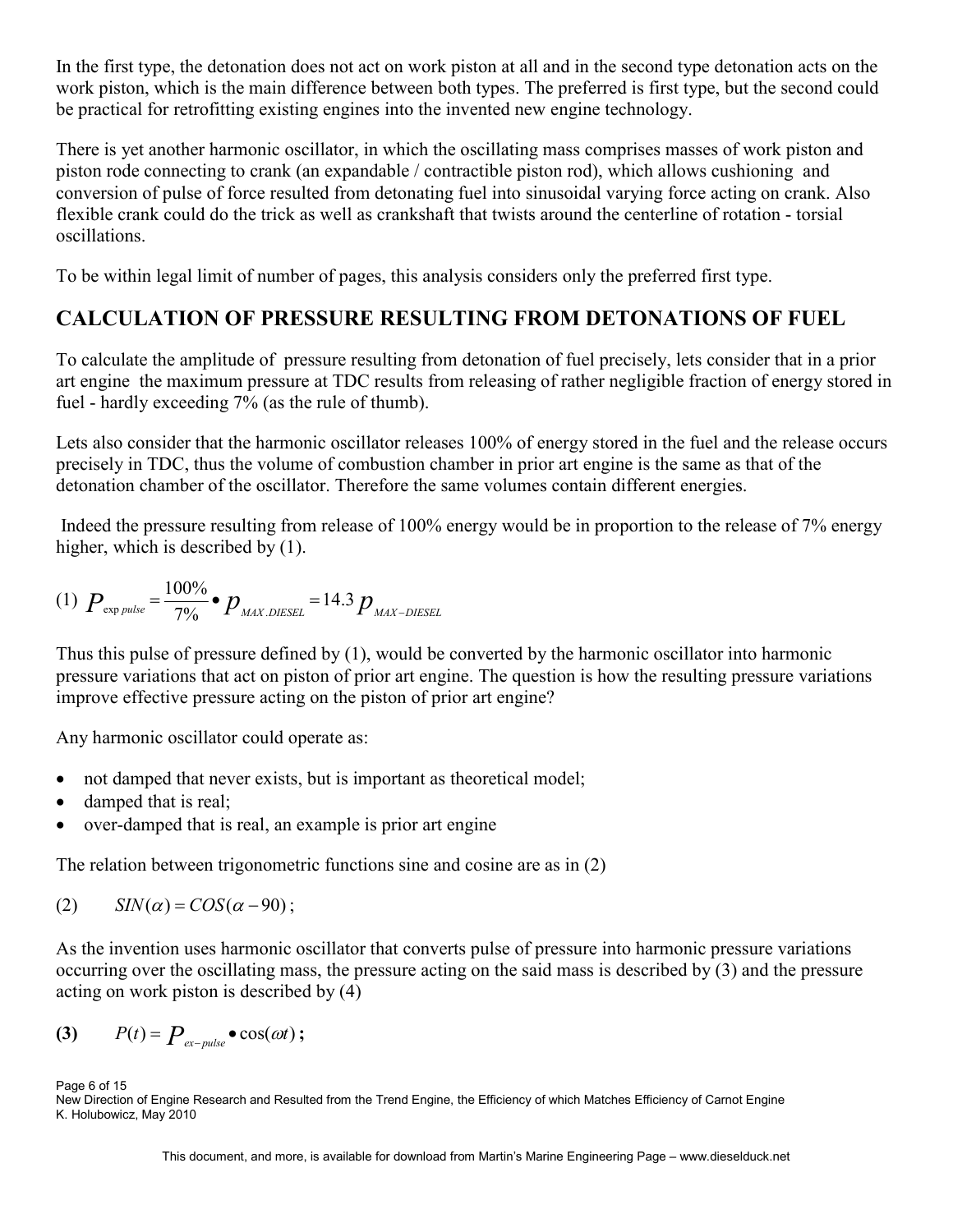In the first type, the detonation does not act on work piston at all and in the second type detonation acts on the work piston, which is the main difference between both types. The preferred is first type, but the second could be practical for retrofitting existing engines into the invented new engine technology.

There is yet another harmonic oscillator, in which the oscillating mass comprises masses of work piston and piston rode connecting to crank (an expandable / contractible piston rod), which allows cushioning and conversion of pulse of force resulted from detonating fuel into sinusoidal varying force acting on crank. Also flexible crank could do the trick as well as crankshaft that twists around the centerline of rotation - torsial oscillations.

To be within legal limit of number of pages, this analysis considers only the preferred first type.

## CALCULATION OF PRESSURE RESULTING FROM DETONATIONS OF FUEL

To calculate the amplitude of pressure resulting from detonation of fuel precisely, lets consider that in a prior art engine the maximum pressure at TDC results from releasing of rather negligible fraction of energy stored in fuel - hardly exceeding 7% (as the rule of thumb).

Lets also consider that the harmonic oscillator releases 100% of energy stored in the fuel and the release occurs precisely in TDC, thus the volume of combustion chamber in prior art engine is the same as that of the detonation chamber of the oscillator. Therefore the same volumes contain different energies.

Indeed the pressure resulting from release of 100% energy would be in proportion to the release of 7% energy higher, which is described by (1).

$$(1)\quad P_{\exp pulse} = \frac{100\%}{7\%} \bullet p_{MAX.DIESEL} = 14.3\, p_{MAX-DIESEL}$$

Thus this pulse of pressure defined by (1), would be converted by the harmonic oscillator into harmonic pressure variations that act on piston of prior art engine. The question is how the resulting pressure variations improve effective pressure acting on the piston of prior art engine?

Any harmonic oscillator could operate as:

- not damped that never exists, but is important as theoretical model;
- damped that is real;
- over-damped that is real, an example is prior art engine

The relation between trigonometric functions sine and cosine are as in (2)

$$(2)\qquad SIN(\alpha) = COS(\alpha - 90);$$

As the invention uses harmonic oscillator that converts pulse of pressure into harmonic pressure variations occurring over the oscillating mass, the pressure acting on the said mass is described by (3) and the pressure acting on work piston is described by (4)

$$\textbf{(3)}\qquad P(t) = P_{ex-pulse} \bullet \cos(\omega t);$$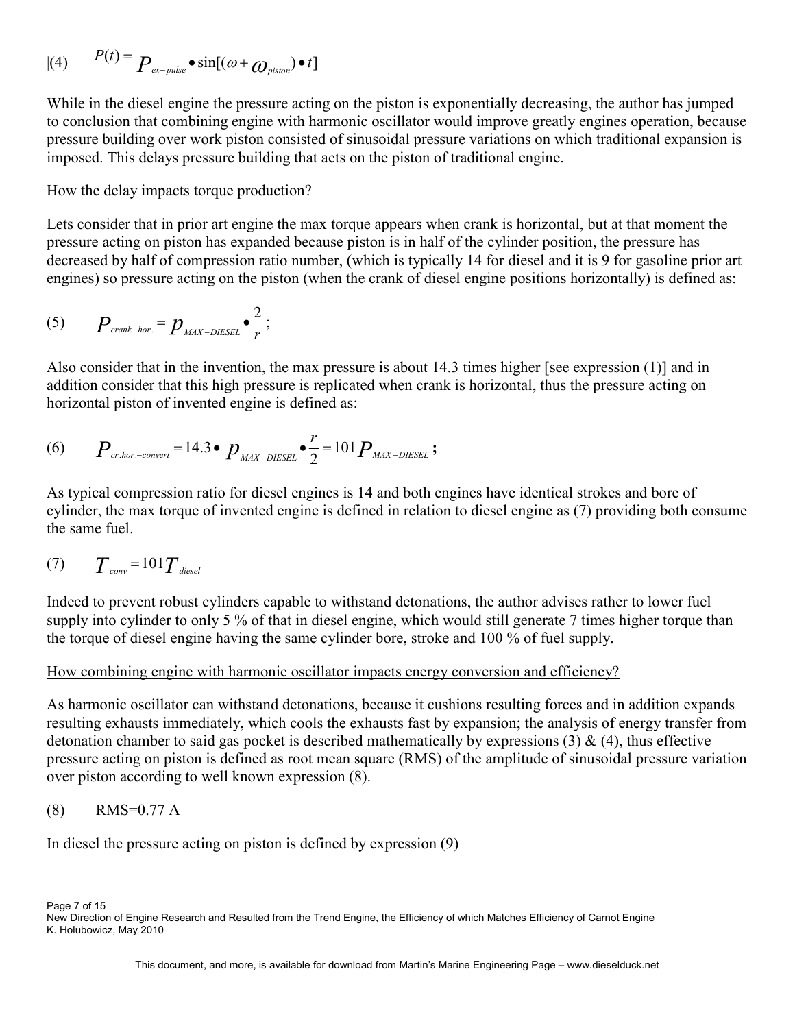|(4) $$P(t) = P_{ex-pulse} \bullet \sin[(\omega + \omega_{piston}) \bullet t]$$

While in the diesel engine the pressure acting on the piston is exponentially decreasing, the author has jumped to conclusion that combining engine with harmonic oscillator would improve greatly engines operation, because pressure building over work piston consisted of sinusoidal pressure variations on which traditional expansion is imposed. This delays pressure building that acts on the piston of traditional engine.

How the delay impacts torque production?

Lets consider that in prior art engine the max torque appears when crank is horizontal, but at that moment the pressure acting on piston has expanded because piston is in half of the cylinder position, the pressure has decreased by half of compression ratio number, (which is typically 14 for diesel and it is 9 for gasoline prior art engines) so pressure acting on the piston (when the crank of diesel engine positions horizontally) is defined as:

(5) $$P_{crank-hor.} = p_{MAX-DIESEL} \bullet \frac{2}{r};$$

Also consider that in the invention, the max pressure is about 14.3 times higher [see expression (1)] and in addition consider that this high pressure is replicated when crank is horizontal, thus the pressure acting on horizontal piston of invented engine is defined as:

(6) $$P_{cr.hor.-convert} = 14.3 \bullet p_{MAX-DIESEL} \bullet \frac{r}{2} = 101 P_{MAX-DIESEL};$$

As typical compression ratio for diesel engines is 14 and both engines have identical strokes and bore of cylinder, the max torque of invented engine is defined in relation to diesel engine as (7) providing both consume the same fuel.

(7) $$T_{conv} = 101 T_{diesel}$$

Indeed to prevent robust cylinders capable to withstand detonations, the author advises rather to lower fuel supply into cylinder to only 5 % of that in diesel engine, which would still generate 7 times higher torque than the torque of diesel engine having the same cylinder bore, stroke and 100 % of fuel supply.

<u>How combining engine with harmonic oscillator impacts energy conversion and efficiency?</u>

As harmonic oscillator can withstand detonations, because it cushions resulting forces and in addition expands resulting exhausts immediately, which cools the exhausts fast by expansion; the analysis of energy transfer from detonation chamber to said gas pocket is described mathematically by expressions (3) & (4), thus effective pressure acting on piston is defined as root mean square (RMS) of the amplitude of sinusoidal pressure variation over piston according to well known expression (8).

(8) RMS=0.77 A

In diesel the pressure acting on piston is defined by expression (9)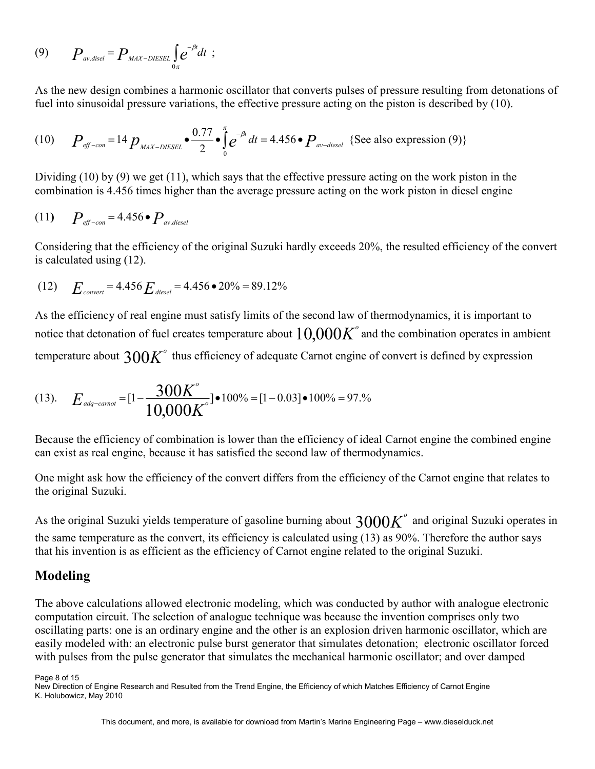$$(9) \qquad P_{av.disel} = P_{MAX-DIESEL} \int_{0\pi} e^{-\beta t} dt \;;$$

As the new design combines a harmonic oscillator that converts pulses of pressure resulting from detonations of fuel into sinusoidal pressure variations, the effective pressure acting on the piston is described by (10).

$$(10) \qquad P_{eff-con} = 14\, p_{MAX-DIESEL} \bullet \frac{0.77}{2} \bullet \int_{0}^{\pi} e^{-\beta t} dt = 4.456 \bullet P_{av-diesel}$$ {See also expression (9)}

Dividing (10) by (9) we get (11), which says that the effective pressure acting on the work piston in the combination is 4.456 times higher than the average pressure acting on the work piston in diesel engine

$$(11) \qquad P_{eff-con} = 4.456 \bullet P_{av.diesel}$$

Considering that the efficiency of the original Suzuki hardly exceeds 20%, the resulted efficiency of the convert is calculated using (12).

$$(12) \qquad E_{convert} = 4.456\, E_{diesel} = 4.456 \bullet 20\% = 89.12\%$$

As the efficiency of real engine must satisfy limits of the second law of thermodynamics, it is important to notice that detonation of fuel creates temperature about $10{,}000K^{o}$ and the combination operates in ambient temperature about $300K^{o}$ thus efficiency of adequate Carnot engine of convert is defined by expression

$$(13). \qquad E_{adq-carnot} = [1 - \frac{300K^{o}}{10{,}000K^{o}}] \bullet 100\% = [1 - 0.03] \bullet 100\% = 97.\%$$

Because the efficiency of combination is lower than the efficiency of ideal Carnot engine the combined engine can exist as real engine, because it has satisfied the second law of thermodynamics.

One might ask how the efficiency of the convert differs from the efficiency of the Carnot engine that relates to the original Suzuki.

As the original Suzuki yields temperature of gasoline burning about $3000K^{o}$ and original Suzuki operates in the same temperature as the convert, its efficiency is calculated using (13) as 90%. Therefore the author says that his invention is as efficient as the efficiency of Carnot engine related to the original Suzuki.

## Modeling

The above calculations allowed electronic modeling, which was conducted by author with analogue electronic computation circuit. The selection of analogue technique was because the invention comprises only two oscillating parts: one is an ordinary engine and the other is an explosion driven harmonic oscillator, which are easily modeled with: an electronic pulse burst generator that simulates detonation; electronic oscillator forced with pulses from the pulse generator that simulates the mechanical harmonic oscillator; and over damped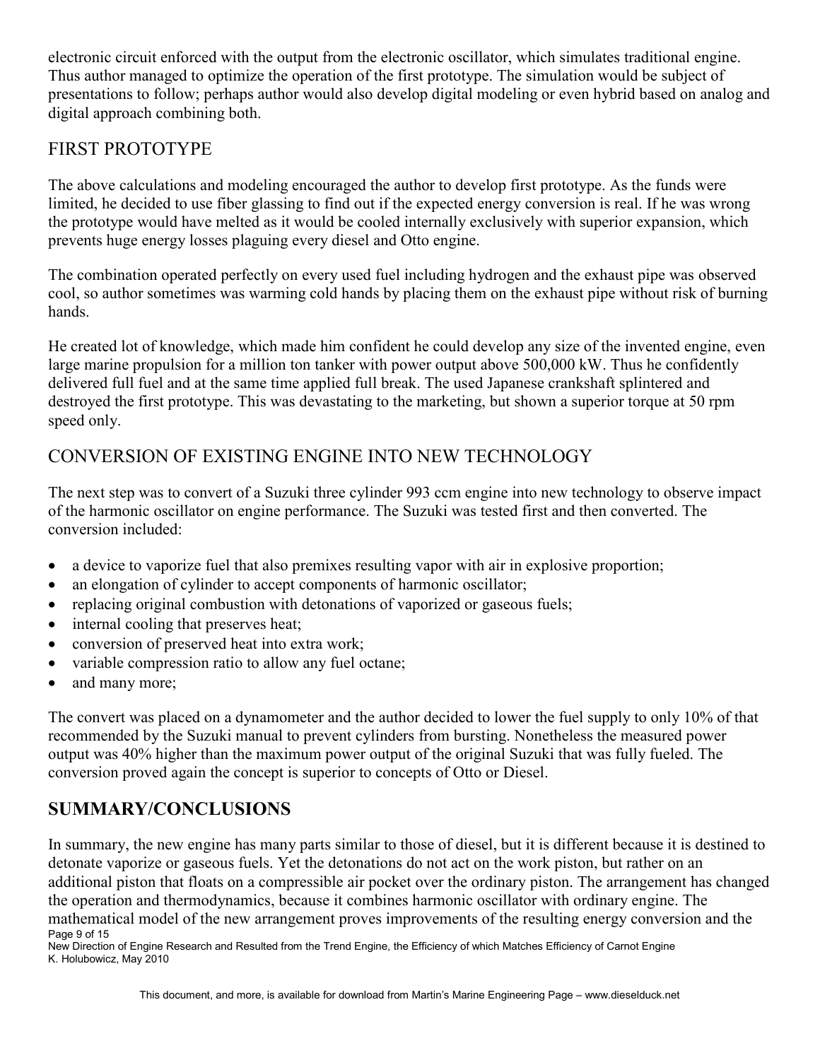electronic circuit enforced with the output from the electronic oscillator, which simulates traditional engine. Thus author managed to optimize the operation of the first prototype. The simulation would be subject of presentations to follow; perhaps author would also develop digital modeling or even hybrid based on analog and digital approach combining both.

## FIRST PROTOTYPE

The above calculations and modeling encouraged the author to develop first prototype. As the funds were limited, he decided to use fiber glassing to find out if the expected energy conversion is real. If he was wrong the prototype would have melted as it would be cooled internally exclusively with superior expansion, which prevents huge energy losses plaguing every diesel and Otto engine.

The combination operated perfectly on every used fuel including hydrogen and the exhaust pipe was observed cool, so author sometimes was warming cold hands by placing them on the exhaust pipe without risk of burning hands.

He created lot of knowledge, which made him confident he could develop any size of the invented engine, even large marine propulsion for a million ton tanker with power output above 500,000 kW. Thus he confidently delivered full fuel and at the same time applied full break. The used Japanese crankshaft splintered and destroyed the first prototype. This was devastating to the marketing, but shown a superior torque at 50 rpm speed only.

## CONVERSION OF EXISTING ENGINE INTO NEW TECHNOLOGY

The next step was to convert of a Suzuki three cylinder 993 ccm engine into new technology to observe impact of the harmonic oscillator on engine performance. The Suzuki was tested first and then converted. The conversion included:

- a device to vaporize fuel that also premixes resulting vapor with air in explosive proportion;
- an elongation of cylinder to accept components of harmonic oscillator;
- replacing original combustion with detonations of vaporized or gaseous fuels;
- internal cooling that preserves heat;
- conversion of preserved heat into extra work;
- variable compression ratio to allow any fuel octane;
- and many more;

The convert was placed on a dynamometer and the author decided to lower the fuel supply to only 10% of that recommended by the Suzuki manual to prevent cylinders from bursting. Nonetheless the measured power output was 40% higher than the maximum power output of the original Suzuki that was fully fueled. The conversion proved again the concept is superior to concepts of Otto or Diesel.

## SUMMARY/CONCLUSIONS

In summary, the new engine has many parts similar to those of diesel, but it is different because it is destined to detonate vaporize or gaseous fuels. Yet the detonations do not act on the work piston, but rather on an additional piston that floats on a compressible air pocket over the ordinary piston. The arrangement has changed the operation and thermodynamics, because it combines harmonic oscillator with ordinary engine. The mathematical model of the new arrangement proves improvements of the resulting energy conversion and the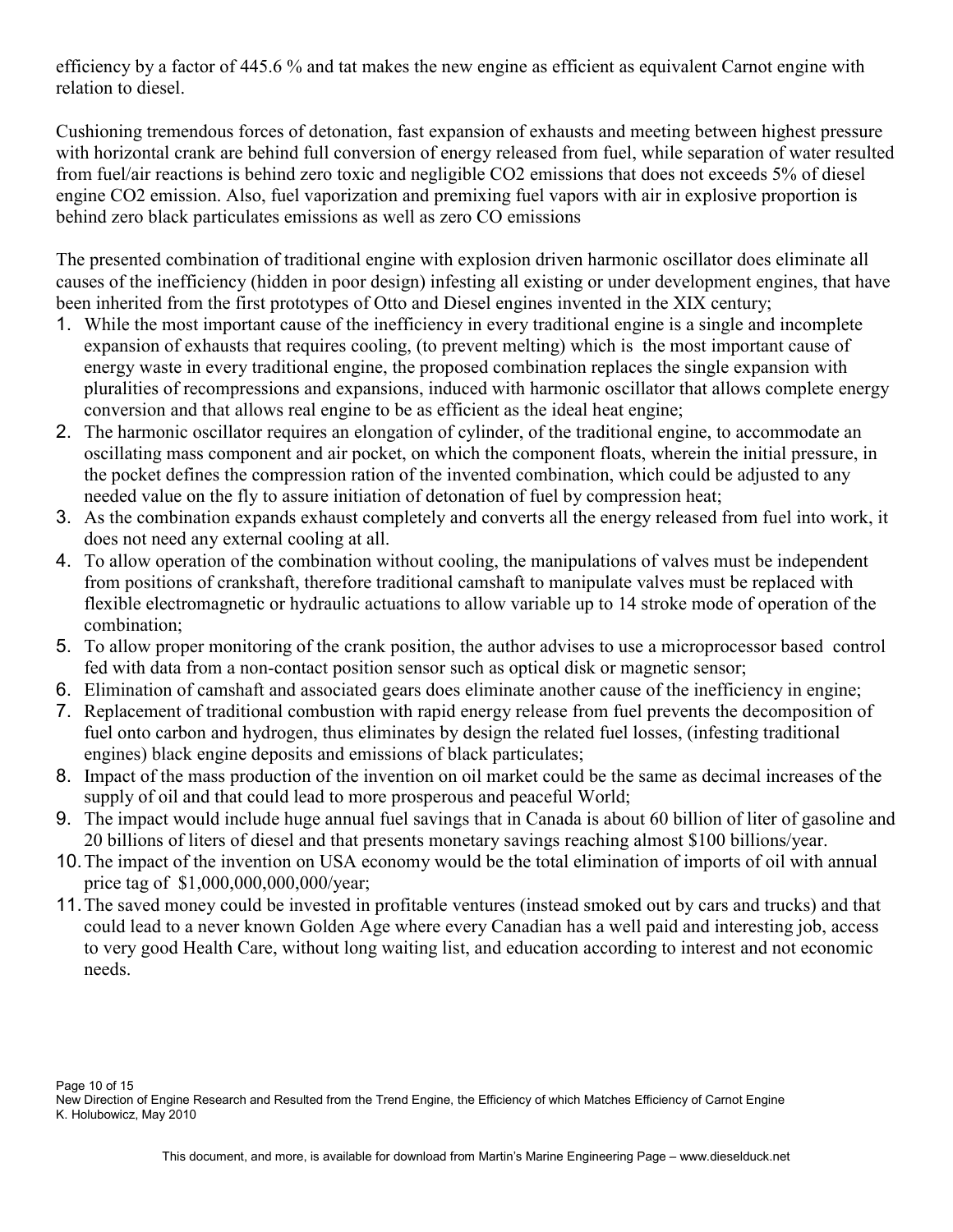efficiency by a factor of 445.6 % and tat makes the new engine as efficient as equivalent Carnot engine with relation to diesel.

Cushioning tremendous forces of detonation, fast expansion of exhausts and meeting between highest pressure with horizontal crank are behind full conversion of energy released from fuel, while separation of water resulted from fuel/air reactions is behind zero toxic and negligible $CO_2$ emissions that does not exceeds 5% of diesel engine $CO_2$ emission. Also, fuel vaporization and premixing fuel vapors with air in explosive proportion is behind zero black particulates emissions as well as zero CO emissions

The presented combination of traditional engine with explosion driven harmonic oscillator does eliminate all causes of the inefficiency (hidden in poor design) infesting all existing or under development engines, that have been inherited from the first prototypes of Otto and Diesel engines invented in the XIX century;

1. While the most important cause of the inefficiency in every traditional engine is a single and incomplete expansion of exhausts that requires cooling, (to prevent melting) which is the most important cause of energy waste in every traditional engine, the proposed combination replaces the single expansion with pluralities of recompressions and expansions, induced with harmonic oscillator that allows complete energy conversion and that allows real engine to be as efficient as the ideal heat engine;
2. The harmonic oscillator requires an elongation of cylinder, of the traditional engine, to accommodate an oscillating mass component and air pocket, on which the component floats, wherein the initial pressure, in the pocket defines the compression ration of the invented combination, which could be adjusted to any needed value on the fly to assure initiation of detonation of fuel by compression heat;
3. As the combination expands exhaust completely and converts all the energy released from fuel into work, it does not need any external cooling at all.
4. To allow operation of the combination without cooling, the manipulations of valves must be independent from positions of crankshaft, therefore traditional camshaft to manipulate valves must be replaced with flexible electromagnetic or hydraulic actuations to allow variable up to 14 stroke mode of operation of the combination;
5. To allow proper monitoring of the crank position, the author advises to use a microprocessor based control fed with data from a non-contact position sensor such as optical disk or magnetic sensor;
6. Elimination of camshaft and associated gears does eliminate another cause of the inefficiency in engine;
7. Replacement of traditional combustion with rapid energy release from fuel prevents the decomposition of fuel onto carbon and hydrogen, thus eliminates by design the related fuel losses, (infesting traditional engines) black engine deposits and emissions of black particulates;
8. Impact of the mass production of the invention on oil market could be the same as decimal increases of the supply of oil and that could lead to more prosperous and peaceful World;
9. The impact would include huge annual fuel savings that in Canada is about 60 billion of liter of gasoline and 20 billions of liters of diesel and that presents monetary savings reaching almost $100 billions/year.
10. The impact of the invention on USA economy would be the total elimination of imports of oil with annual price tag of $1,000,000,000,000/year;
11. The saved money could be invested in profitable ventures (instead smoked out by cars and trucks) and that could lead to a never known Golden Age where every Canadian has a well paid and interesting job, access to very good Health Care, without long waiting list, and education according to interest and not economic needs.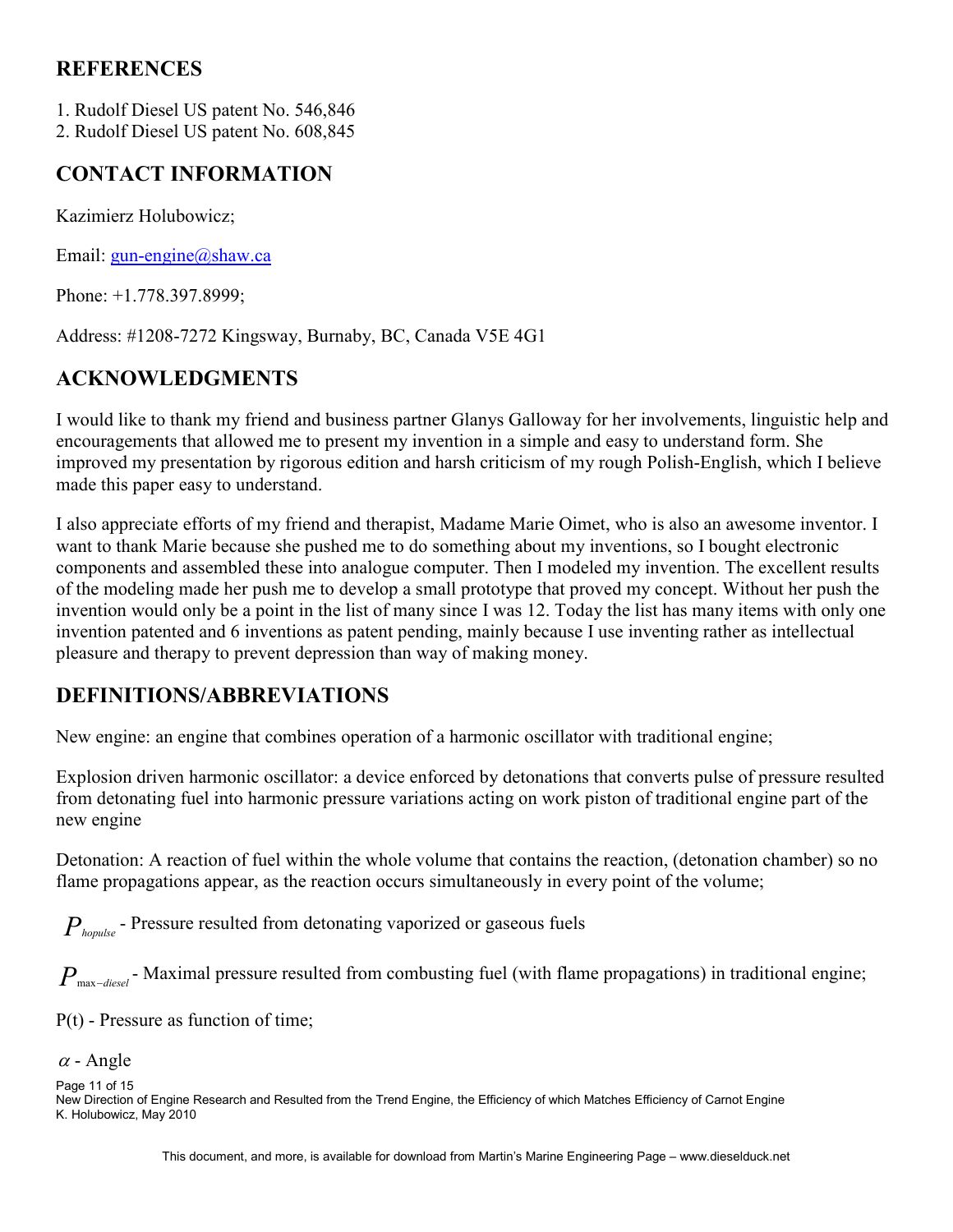## REFERENCES

1. Rudolf Diesel US patent No. 546,846
2. Rudolf Diesel US patent No. 608,845

## CONTACT INFORMATION

Kazimierz Holubowicz;

Email: gun-engine@shaw.ca

Phone: +1.778.397.8999;

Address: #1208-7272 Kingsway, Burnaby, BC, Canada V5E 4G1

## ACKNOWLEDGMENTS

I would like to thank my friend and business partner Glanys Galloway for her involvements, linguistic help and encouragements that allowed me to present my invention in a simple and easy to understand form. She improved my presentation by rigorous edition and harsh criticism of my rough Polish-English, which I believe made this paper easy to understand.

I also appreciate efforts of my friend and therapist, Madame Marie Oimet, who is also an awesome inventor. I want to thank Marie because she pushed me to do something about my inventions, so I bought electronic components and assembled these into analogue computer. Then I modeled my invention. The excellent results of the modeling made her push me to develop a small prototype that proved my concept. Without her push the invention would only be a point in the list of many since I was 12. Today the list has many items with only one invention patented and 6 inventions as patent pending, mainly because I use inventing rather as intellectual pleasure and therapy to prevent depression than way of making money.

## DEFINITIONS/ABBREVIATIONS

New engine: an engine that combines operation of a harmonic oscillator with traditional engine;

Explosion driven harmonic oscillator: a device enforced by detonations that converts pulse of pressure resulted from detonating fuel into harmonic pressure variations acting on work piston of traditional engine part of the new engine

Detonation: A reaction of fuel within the whole volume that contains the reaction, (detonation chamber) so no flame propagations appear, as the reaction occurs simultaneously in every point of the volume;

$P_{hopulse}$ - Pressure resulted from detonating vaporized or gaseous fuels

$P_{\max-diesel}$ - Maximal pressure resulted from combusting fuel (with flame propagations) in traditional engine;

P(t) - Pressure as function of time;

$\alpha$ - Angle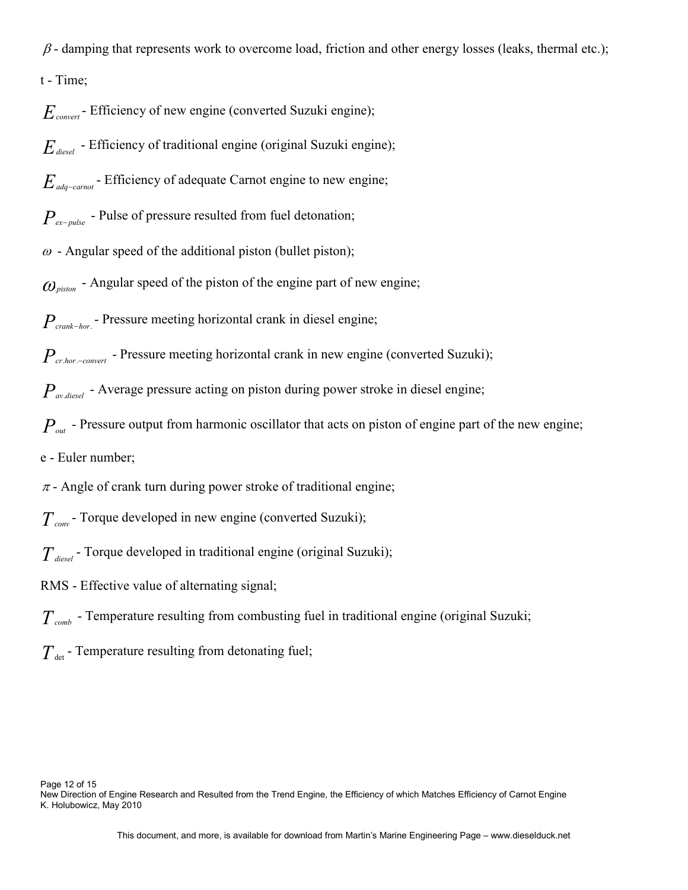$\beta$ - damping that represents work to overcome load, friction and other energy losses (leaks, thermal etc.);

t - Time;

$E_{convert}$ - Efficiency of new engine (converted Suzuki engine);

$E_{diesel}$ - Efficiency of traditional engine (original Suzuki engine);

$E_{adq-carnot}$ - Efficiency of adequate Carnot engine to new engine;

$P_{ex-pulse}$ - Pulse of pressure resulted from fuel detonation;

$\omega$ - Angular speed of the additional piston (bullet piston);

$\omega_{piston}$ - Angular speed of the piston of the engine part of new engine;

$P_{crank-hor.}$ - Pressure meeting horizontal crank in diesel engine;

$P_{cr.hor.-convert}$ - Pressure meeting horizontal crank in new engine (converted Suzuki);

$P_{av.diesel}$ - Average pressure acting on piston during power stroke in diesel engine;

$P_{out}$ - Pressure output from harmonic oscillator that acts on piston of engine part of the new engine;

e - Euler number;

$\pi$ - Angle of crank turn during power stroke of traditional engine;

$T_{conv}$ - Torque developed in new engine (converted Suzuki);

$T_{diesel}$ - Torque developed in traditional engine (original Suzuki);

RMS - Effective value of alternating signal;

$T_{comb}$ - Temperature resulting from combusting fuel in traditional engine (original Suzuki;

$T_{\det}$ - Temperature resulting from detonating fuel;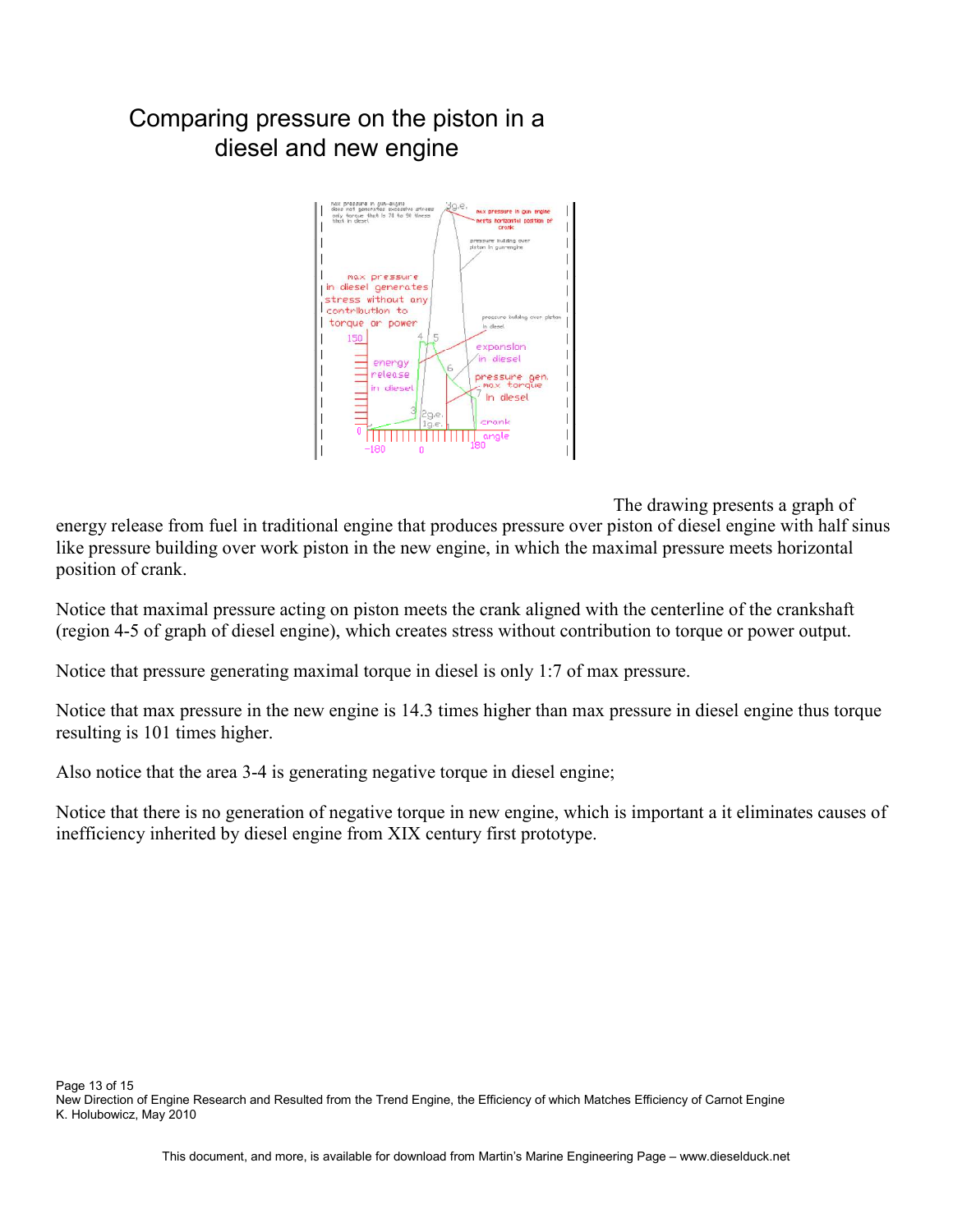# Comparing pressure on the piston in a diesel and new engine

max pressure in gun-engine does not generates excessive stress only torque that is 74 to 98 times that in diesel

3g.e.

max pressure in gun engine meets horizontal position of crank

pressure building over piston in gun-engine

max pressure in diesel generates stress without any contribution to torque or power

pressure building over piston in diesel

150

4

5

expansion in diesel

energy release in diesel

6

pressure gen. max torque in diesel

7

3

2g.e.

1g.e.

crank angle

0

-180

0

180

The drawing presents a graph of energy release from fuel in traditional engine that produces pressure over piston of diesel engine with half sinus like pressure building over work piston in the new engine, in which the maximal pressure meets horizontal position of crank.

Notice that maximal pressure acting on piston meets the crank aligned with the centerline of the crankshaft (region 4-5 of graph of diesel engine), which creates stress without contribution to torque or power output.

Notice that pressure generating maximal torque in diesel is only 1:7 of max pressure.

Notice that max pressure in the new engine is 14.3 times higher than max pressure in diesel engine thus torque resulting is 101 times higher.

Also notice that the area 3-4 is generating negative torque in diesel engine;

Notice that there is no generation of negative torque in new engine, which is important a it eliminates causes of inefficiency inherited by diesel engine from XIX century first prototype.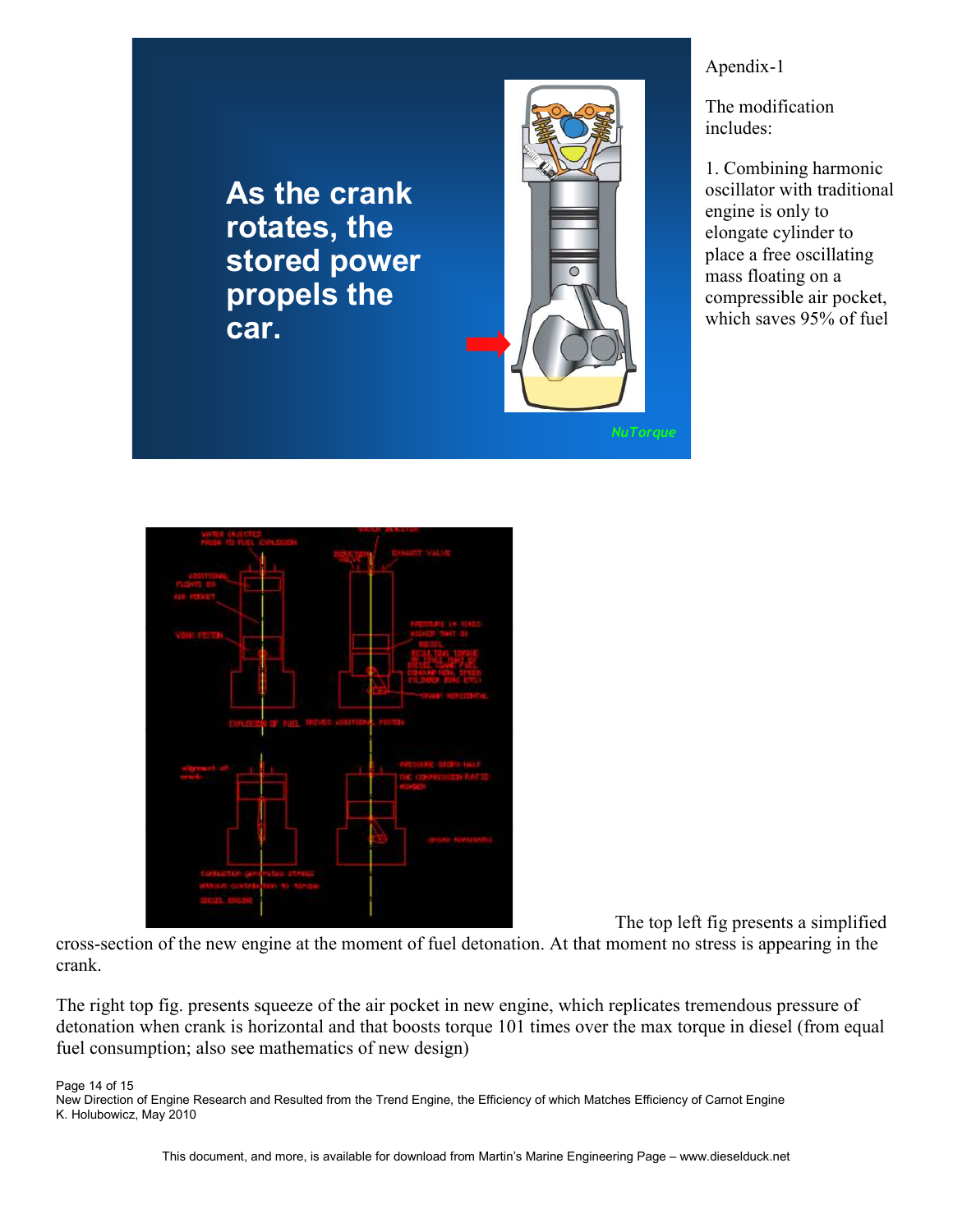As the crank rotates, the stored power propels the car.

NuTorque

Apendix-1

The modification includes:

1. Combining harmonic oscillator with traditional engine is only to elongate cylinder to place a free oscillating mass floating on a compressible air pocket, which saves 95% of fuel

The top left fig presents a simplified cross-section of the new engine at the moment of fuel detonation. At that moment no stress is appearing in the crank.

The right top fig. presents squeeze of the air pocket in new engine, which replicates tremendous pressure of detonation when crank is horizontal and that boosts torque 101 times over the max torque in diesel (from equal fuel consumption; also see mathematics of new design)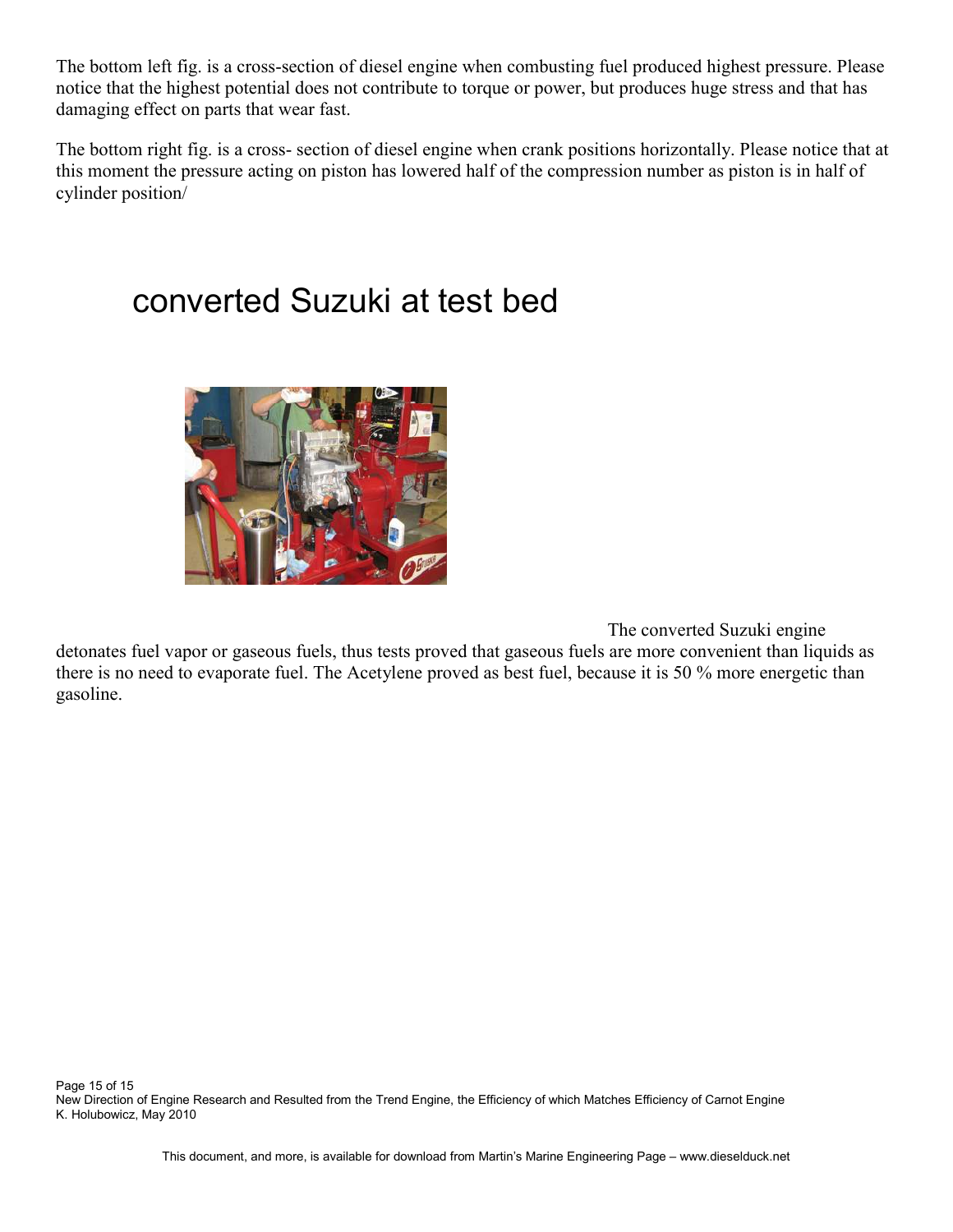The bottom left fig. is a cross-section of diesel engine when combusting fuel produced highest pressure. Please notice that the highest potential does not contribute to torque or power, but produces huge stress and that has damaging effect on parts that wear fast.

The bottom right fig. is a cross- section of diesel engine when crank positions horizontally. Please notice that at this moment the pressure acting on piston has lowered half of the compression number as piston is in half of cylinder position/

## converted Suzuki at test bed

The converted Suzuki engine detonates fuel vapor or gaseous fuels, thus tests proved that gaseous fuels are more convenient than liquids as there is no need to evaporate fuel. The Acetylene proved as best fuel, because it is 50 % more energetic than gasoline.